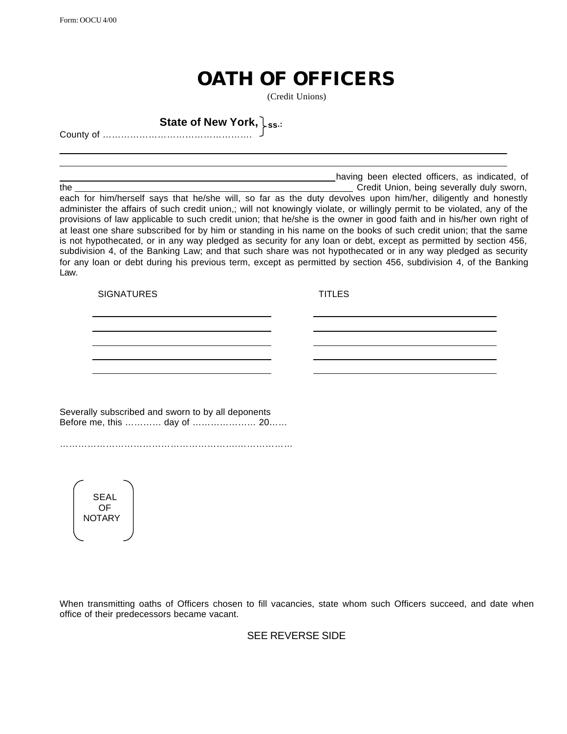Form: OOCU 4/00

# OATH OF OFFICERS

(Credit Unions)

**State of New York,** } ss.:
County of …………………………………………

______________________________________________________________________

______________________________________________________________________

______________________________________________ having been elected officers, as indicated, of the ______________________________________________ Credit Union, being severally duly sworn, each for him/herself says that he/she will, so far as the duty devolves upon him/her, diligently and honestly administer the affairs of such credit union,; will not knowingly violate, or willingly permit to be violated, any of the provisions of law applicable to such credit union; that he/she is the owner in good faith and in his/her own right of at least one share subscribed for by him or standing in his name on the books of such credit union; that the same is not hypothecated, or in any way pledged as security for any loan or debt, except as permitted by section 456, subdivision 4, of the Banking Law; and that such share was not hypothecated or in any way pledged as security for any loan or debt during his previous term, except as permitted by section 456, subdivision 4, of the Banking Law.

| SIGNATURES | TITLES |
|---|---|
| ______________________ | ______________________ |
| ______________________ | ______________________ |
| ______________________ | ______________________ |
| ______________________ | ______________________ |
| ______________________ | ______________________ |

Severally subscribed and sworn to by all deponents
Before me, this ………… day of ………………… 20……

…………………………………………………………………………

SEAL
OF
NOTARY

When transmitting oaths of Officers chosen to fill vacancies, state whom such Officers succeed, and date when office of their predecessors became vacant.

SEE REVERSE SIDE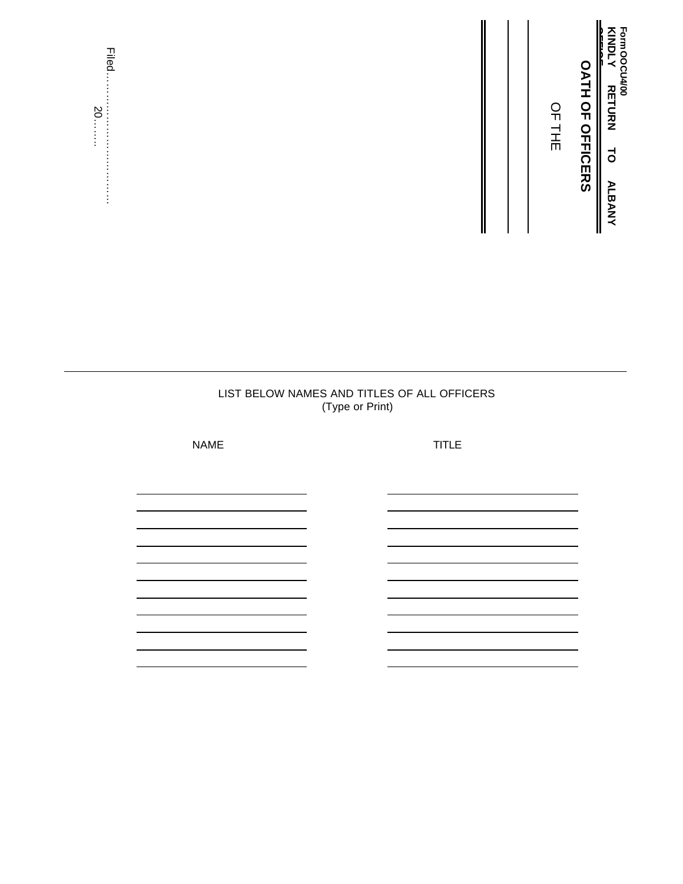Form OOCU4/00

**KINDLY RETURN TO ALBANY OFFICE**

**OATH OF OFFICERS**

OF THE

Filed........................................ 20........

---

LIST BELOW NAMES AND TITLES OF ALL OFFICERS
(Type or Print)

| NAME | TITLE |
|---|---|
| | |
| | |
| | |
| | |
| | |
| | |
| | |
| | |
| | |
| | |
| | |